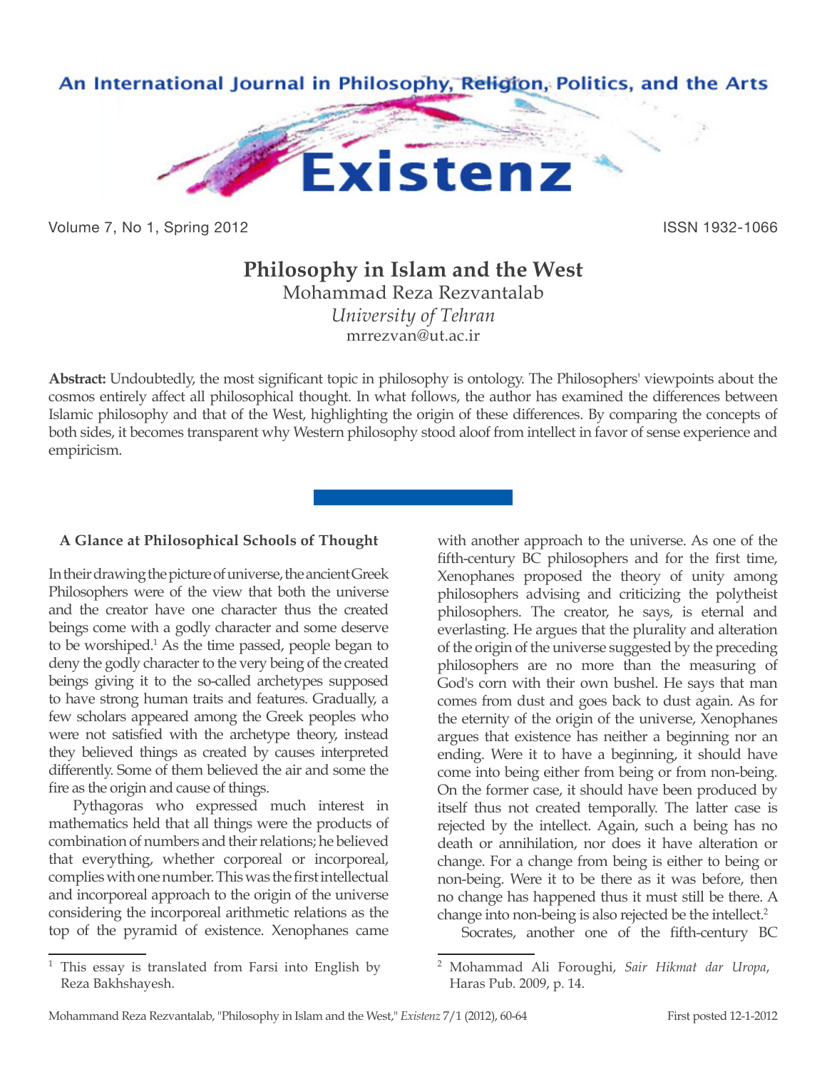# Philosophy in Islam and the West

Mohammad Reza Rezvantalab

*University of Tehran*

mrrezvan@ut.ac.ir

**Abstract:** Undoubtedly, the most significant topic in philosophy is ontology. The Philosophers' viewpoints about the cosmos entirely affect all philosophical thought. In what follows, the author has examined the differences between Islamic philosophy and that of the West, highlighting the origin of these differences. By comparing the concepts of both sides, it becomes transparent why Western philosophy stood aloof from intellect in favor of sense experience and empiricism.

## A Glance at Philosophical Schools of Thought

In their drawing the picture of universe, the ancient Greek Philosophers were of the view that both the universe and the creator have one character thus the created beings come with a godly character and some deserve to be worshiped.[1] As the time passed, people began to deny the godly character to the very being of the created beings giving it to the so-called archetypes supposed to have strong human traits and features. Gradually, a few scholars appeared among the Greek peoples who were not satisfied with the archetype theory, instead they believed things as created by causes interpreted differently. Some of them believed the air and some the fire as the origin and cause of things.

Pythagoras who expressed much interest in mathematics held that all things were the products of combination of numbers and their relations; he believed that everything, whether corporeal or incorporeal, complies with one number. This was the first intellectual and incorporeal approach to the origin of the universe considering the incorporeal arithmetic relations as the top of the pyramid of existence. Xenophanes came with another approach to the universe. As one of the fifth-century BC philosophers and for the first time, Xenophanes proposed the theory of unity among philosophers advising and criticizing the polytheist philosophers. The creator, he says, is eternal and everlasting. He argues that the plurality and alteration of the origin of the universe suggested by the preceding philosophers are no more than the measuring of God's corn with their own bushel. He says that man comes from dust and goes back to dust again. As for the eternity of the origin of the universe, Xenophanes argues that existence has neither a beginning nor an ending. Were it to have a beginning, it should have come into being either from being or from non-being. On the former case, it should have been produced by itself thus not created temporally. The latter case is rejected by the intellect. Again, such a being has no death or annihilation, nor does it have alteration or change. For a change from being is either to being or non-being. Were it to be there as it was before, then no change has happened thus it must still be there. A change into non-being is also rejected be the intellect.[2]

Socrates, another one of the fifth-century BC

---

[1] This essay is translated from Farsi into English by Reza Bakhshayesh.

[2] Mohammad Ali Foroughi, *Sair Hikmat dar Uropa*, Haras Pub. 2009, p. 14.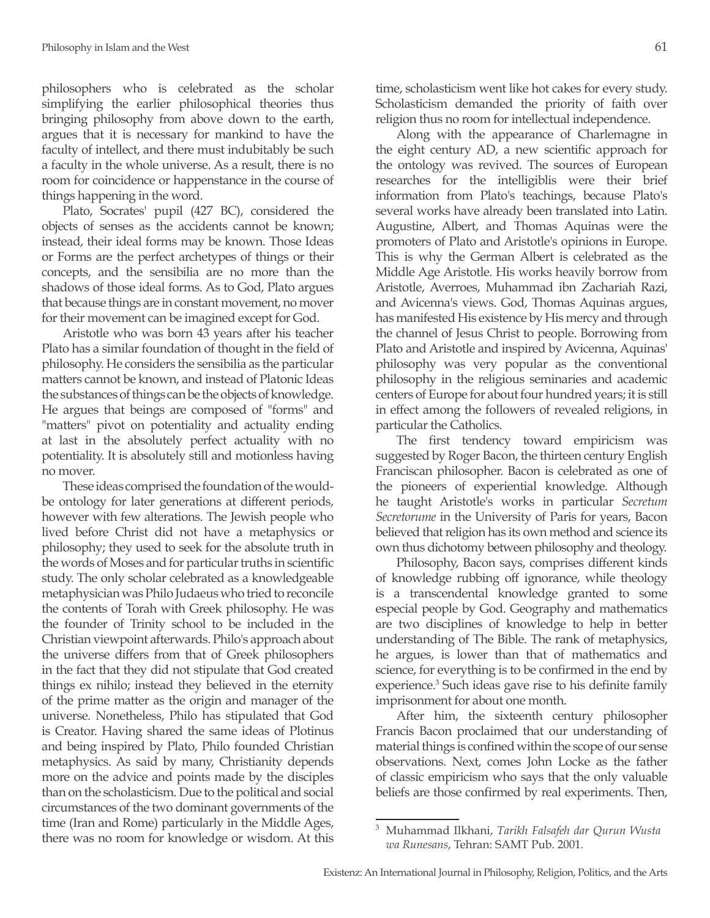philosophers who is celebrated as the scholar simplifying the earlier philosophical theories thus bringing philosophy from above down to the earth, argues that it is necessary for mankind to have the faculty of intellect, and there must indubitably be such a faculty in the whole universe. As a result, there is no room for coincidence or happenstance in the course of things happening in the word.

Plato, Socrates' pupil (427 BC), considered the objects of senses as the accidents cannot be known; instead, their ideal forms may be known. Those Ideas or Forms are the perfect archetypes of things or their concepts, and the sensibilia are no more than the shadows of those ideal forms. As to God, Plato argues that because things are in constant movement, no mover for their movement can be imagined except for God.

Aristotle who was born 43 years after his teacher Plato has a similar foundation of thought in the field of philosophy. He considers the sensibilia as the particular matters cannot be known, and instead of Platonic Ideas the substances of things can be the objects of knowledge. He argues that beings are composed of "forms" and "matters" pivot on potentiality and actuality ending at last in the absolutely perfect actuality with no potentiality. It is absolutely still and motionless having no mover.

These ideas comprised the foundation of the would-be ontology for later generations at different periods, however with few alterations. The Jewish people who lived before Christ did not have a metaphysics or philosophy; they used to seek for the absolute truth in the words of Moses and for particular truths in scientific study. The only scholar celebrated as a knowledgeable metaphysician was Philo Judaeus who tried to reconcile the contents of Torah with Greek philosophy. He was the founder of Trinity school to be included in the Christian viewpoint afterwards. Philo's approach about the universe differs from that of Greek philosophers in the fact that they did not stipulate that God created things ex nihilo; instead they believed in the eternity of the prime matter as the origin and manager of the universe. Nonetheless, Philo has stipulated that God is Creator. Having shared the same ideas of Plotinus and being inspired by Plato, Philo founded Christian metaphysics. As said by many, Christianity depends more on the advice and points made by the disciples than on the scholasticism. Due to the political and social circumstances of the two dominant governments of the time (Iran and Rome) particularly in the Middle Ages, there was no room for knowledge or wisdom. At this time, scholasticism went like hot cakes for every study. Scholasticism demanded the priority of faith over religion thus no room for intellectual independence.

Along with the appearance of Charlemagne in the eight century AD, a new scientific approach for the ontology was revived. The sources of European researches for the intelligiblis were their brief information from Plato's teachings, because Plato's several works have already been translated into Latin. Augustine, Albert, and Thomas Aquinas were the promoters of Plato and Aristotle's opinions in Europe. This is why the German Albert is celebrated as the Middle Age Aristotle. His works heavily borrow from Aristotle, Averroes, Muhammad ibn Zachariah Razi, and Avicenna's views. God, Thomas Aquinas argues, has manifested His existence by His mercy and through the channel of Jesus Christ to people. Borrowing from Plato and Aristotle and inspired by Avicenna, Aquinas' philosophy was very popular as the conventional philosophy in the religious seminaries and academic centers of Europe for about four hundred years; it is still in effect among the followers of revealed religions, in particular the Catholics.

The first tendency toward empiricism was suggested by Roger Bacon, the thirteen century English Franciscan philosopher. Bacon is celebrated as one of the pioneers of experiential knowledge. Although he taught Aristotle's works in particular *Secretum Secretorume* in the University of Paris for years, Bacon believed that religion has its own method and science its own thus dichotomy between philosophy and theology.

Philosophy, Bacon says, comprises different kinds of knowledge rubbing off ignorance, while theology is a transcendental knowledge granted to some especial people by God. Geography and mathematics are two disciplines of knowledge to help in better understanding of The Bible. The rank of metaphysics, he argues, is lower than that of mathematics and science, for everything is to be confirmed in the end by experience.[3] Such ideas gave rise to his definite family imprisonment for about one month.

After him, the sixteenth century philosopher Francis Bacon proclaimed that our understanding of material things is confined within the scope of our sense observations. Next, comes John Locke as the father of classic empiricism who says that the only valuable beliefs are those confirmed by real experiments. Then,

---

[3] Muhammad Ilkhani, *Tarikh Falsafeh dar Qurun Wusta wa Runesans*, Tehran: SAMT Pub. 2001.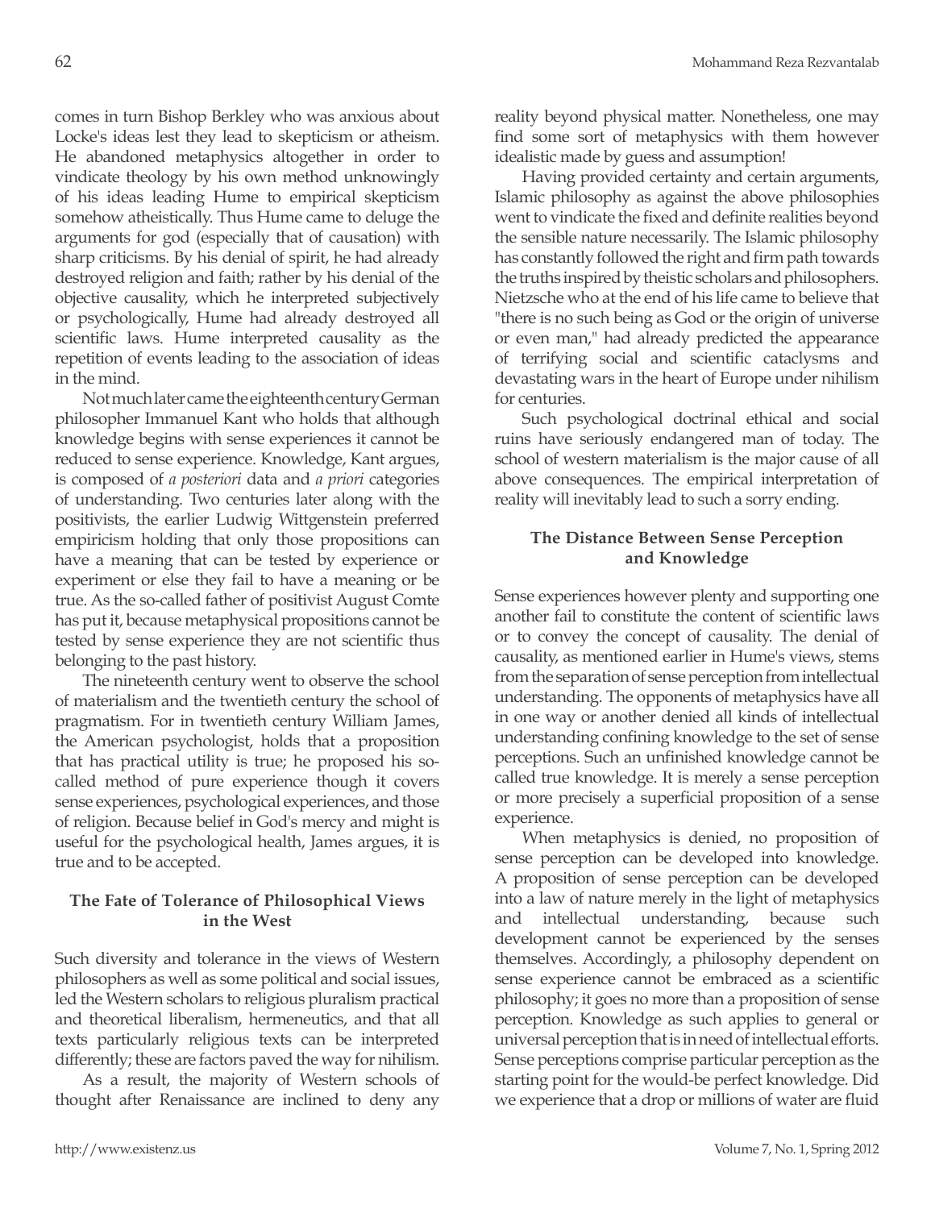comes in turn Bishop Berkley who was anxious about Locke's ideas lest they lead to skepticism or atheism. He abandoned metaphysics altogether in order to vindicate theology by his own method unknowingly of his ideas leading Hume to empirical skepticism somehow atheistically. Thus Hume came to deluge the arguments for god (especially that of causation) with sharp criticisms. By his denial of spirit, he had already destroyed religion and faith; rather by his denial of the objective causality, which he interpreted subjectively or psychologically, Hume had already destroyed all scientific laws. Hume interpreted causality as the repetition of events leading to the association of ideas in the mind.

Not much later came the eighteenth century German philosopher Immanuel Kant who holds that although knowledge begins with sense experiences it cannot be reduced to sense experience. Knowledge, Kant argues, is composed of *a posteriori* data and *a priori* categories of understanding. Two centuries later along with the positivists, the earlier Ludwig Wittgenstein preferred empiricism holding that only those propositions can have a meaning that can be tested by experience or experiment or else they fail to have a meaning or be true. As the so-called father of positivist August Comte has put it, because metaphysical propositions cannot be tested by sense experience they are not scientific thus belonging to the past history.

The nineteenth century went to observe the school of materialism and the twentieth century the school of pragmatism. For in twentieth century William James, the American psychologist, holds that a proposition that has practical utility is true; he proposed his so-called method of pure experience though it covers sense experiences, psychological experiences, and those of religion. Because belief in God's mercy and might is useful for the psychological health, James argues, it is true and to be accepted.

## The Fate of Tolerance of Philosophical Views in the West

Such diversity and tolerance in the views of Western philosophers as well as some political and social issues, led the Western scholars to religious pluralism practical and theoretical liberalism, hermeneutics, and that all texts particularly religious texts can be interpreted differently; these are factors paved the way for nihilism.

As a result, the majority of Western schools of thought after Renaissance are inclined to deny any reality beyond physical matter. Nonetheless, one may find some sort of metaphysics with them however idealistic made by guess and assumption!

Having provided certainty and certain arguments, Islamic philosophy as against the above philosophies went to vindicate the fixed and definite realities beyond the sensible nature necessarily. The Islamic philosophy has constantly followed the right and firm path towards the truths inspired by theistic scholars and philosophers. Nietzsche who at the end of his life came to believe that "there is no such being as God or the origin of universe or even man," had already predicted the appearance of terrifying social and scientific cataclysms and devastating wars in the heart of Europe under nihilism for centuries.

Such psychological doctrinal ethical and social ruins have seriously endangered man of today. The school of western materialism is the major cause of all above consequences. The empirical interpretation of reality will inevitably lead to such a sorry ending.

## The Distance Between Sense Perception and Knowledge

Sense experiences however plenty and supporting one another fail to constitute the content of scientific laws or to convey the concept of causality. The denial of causality, as mentioned earlier in Hume's views, stems from the separation of sense perception from intellectual understanding. The opponents of metaphysics have all in one way or another denied all kinds of intellectual understanding confining knowledge to the set of sense perceptions. Such an unfinished knowledge cannot be called true knowledge. It is merely a sense perception or more precisely a superficial proposition of a sense experience.

When metaphysics is denied, no proposition of sense perception can be developed into knowledge. A proposition of sense perception can be developed into a law of nature merely in the light of metaphysics and intellectual understanding, because such development cannot be experienced by the senses themselves. Accordingly, a philosophy dependent on sense experience cannot be embraced as a scientific philosophy; it goes no more than a proposition of sense perception. Knowledge as such applies to general or universal perception that is in need of intellectual efforts. Sense perceptions comprise particular perception as the starting point for the would-be perfect knowledge. Did we experience that a drop or millions of water are fluid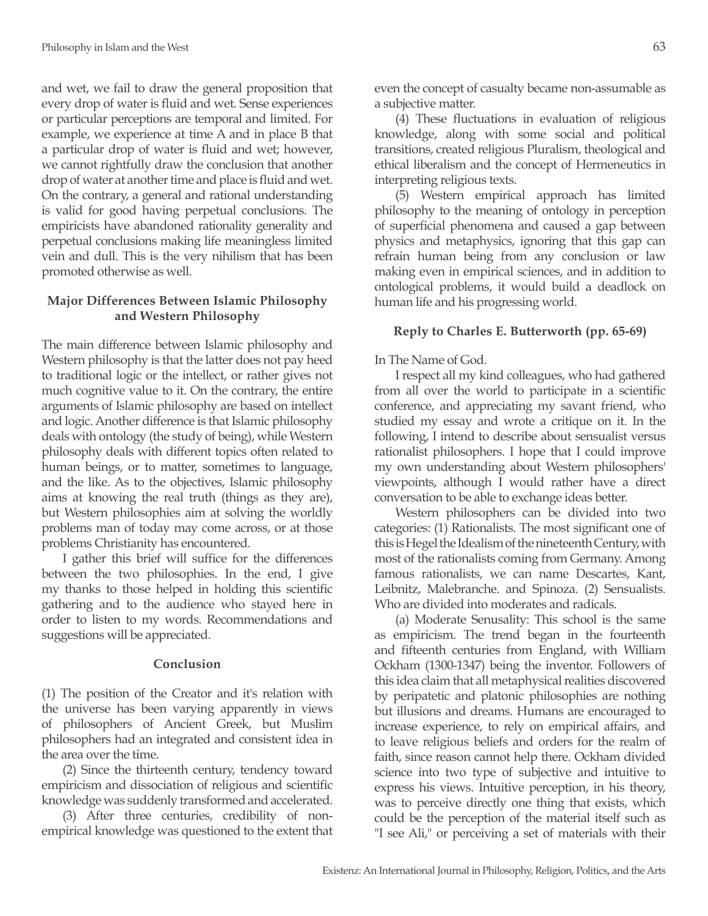and wet, we fail to draw the general proposition that every drop of water is fluid and wet. Sense experiences or particular perceptions are temporal and limited. For example, we experience at time A and in place B that a particular drop of water is fluid and wet; however, we cannot rightfully draw the conclusion that another drop of water at another time and place is fluid and wet. On the contrary, a general and rational understanding is valid for good having perpetual conclusions. The empiricists have abandoned rationality generality and perpetual conclusions making life meaningless limited vein and dull. This is the very nihilism that has been promoted otherwise as well.

### Major Differences Between Islamic Philosophy and Western Philosophy

The main difference between Islamic philosophy and Western philosophy is that the latter does not pay heed to traditional logic or the intellect, or rather gives not much cognitive value to it. On the contrary, the entire arguments of Islamic philosophy are based on intellect and logic. Another difference is that Islamic philosophy deals with ontology (the study of being), while Western philosophy deals with different topics often related to human beings, or to matter, sometimes to language, and the like. As to the objectives, Islamic philosophy aims at knowing the real truth (things as they are), but Western philosophies aim at solving the worldly problems man of today may come across, or at those problems Christianity has encountered.

I gather this brief will suffice for the differences between the two philosophies. In the end, I give my thanks to those helped in holding this scientific gathering and to the audience who stayed here in order to listen to my words. Recommendations and suggestions will be appreciated.

### Conclusion

(1) The position of the Creator and it's relation with the universe has been varying apparently in views of philosophers of Ancient Greek, but Muslim philosophers had an integrated and consistent idea in the area over the time.

(2) Since the thirteenth century, tendency toward empiricism and dissociation of religious and scientific knowledge was suddenly transformed and accelerated.

(3) After three centuries, credibility of non-empirical knowledge was questioned to the extent that even the concept of casualty became non-assumable as a subjective matter.

(4) These fluctuations in evaluation of religious knowledge, along with some social and political transitions, created religious Pluralism, theological and ethical liberalism and the concept of Hermeneutics in interpreting religious texts.

(5) Western empirical approach has limited philosophy to the meaning of ontology in perception of superficial phenomena and caused a gap between physics and metaphysics, ignoring that this gap can refrain human being from any conclusion or law making even in empirical sciences, and in addition to ontological problems, it would build a deadlock on human life and his progressing world.

### Reply to Charles E. Butterworth (pp. 65-69)

In The Name of God.

I respect all my kind colleagues, who had gathered from all over the world to participate in a scientific conference, and appreciating my savant friend, who studied my essay and wrote a critique on it. In the following, I intend to describe about sensualist versus rationalist philosophers. I hope that I could improve my own understanding about Western philosophers' viewpoints, although I would rather have a direct conversation to be able to exchange ideas better.

Western philosophers can be divided into two categories: (1) Rationalists. The most significant one of this is Hegel the Idealism of the nineteenth Century, with most of the rationalists coming from Germany. Among famous rationalists, we can name Descartes, Kant, Leibnitz, Malebranche. and Spinoza. (2) Sensualists. Who are divided into moderates and radicals.

(a) Moderate Sensuality: This school is the same as empiricism. The trend began in the fourteenth and fifteenth centuries from England, with William Ockham (1300-1347) being the inventor. Followers of this idea claim that all metaphysical realities discovered by peripatetic and platonic philosophies are nothing but illusions and dreams. Humans are encouraged to increase experience, to rely on empirical affairs, and to leave religious beliefs and orders for the realm of faith, since reason cannot help there. Ockham divided science into two type of subjective and intuitive to express his views. Intuitive perception, in his theory, was to perceive directly one thing that exists, which could be the perception of the material itself such as "I see Ali," or perceiving a set of materials with their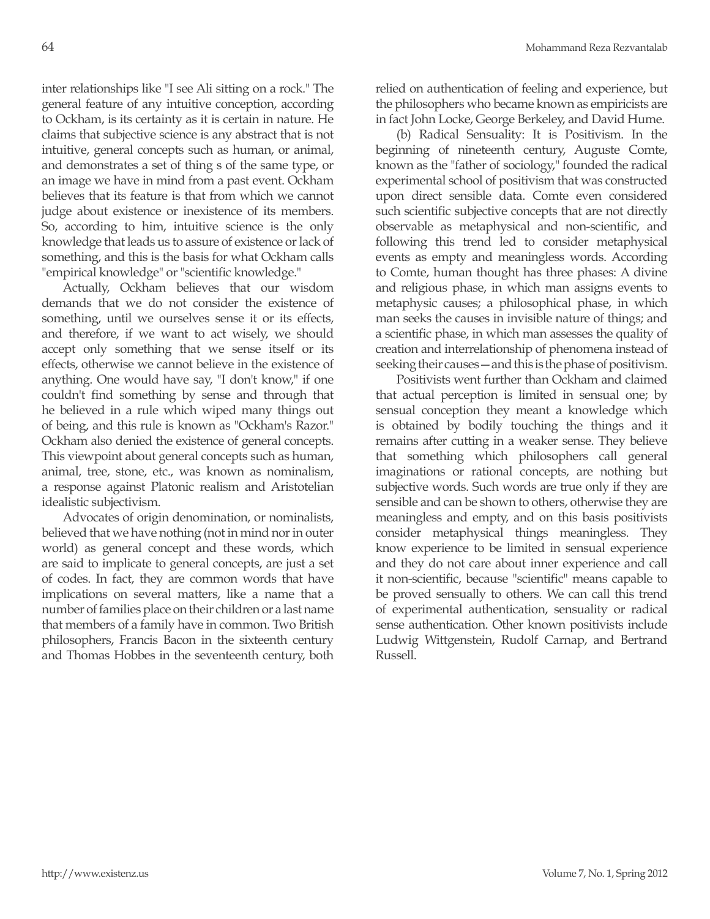inter relationships like "I see Ali sitting on a rock." The general feature of any intuitive conception, according to Ockham, is its certainty as it is certain in nature. He claims that subjective science is any abstract that is not intuitive, general concepts such as human, or animal, and demonstrates a set of thing s of the same type, or an image we have in mind from a past event. Ockham believes that its feature is that from which we cannot judge about existence or inexistence of its members. So, according to him, intuitive science is the only knowledge that leads us to assure of existence or lack of something, and this is the basis for what Ockham calls "empirical knowledge" or "scientific knowledge."

Actually, Ockham believes that our wisdom demands that we do not consider the existence of something, until we ourselves sense it or its effects, and therefore, if we want to act wisely, we should accept only something that we sense itself or its effects, otherwise we cannot believe in the existence of anything. One would have say, "I don't know," if one couldn't find something by sense and through that he believed in a rule which wiped many things out of being, and this rule is known as "Ockham's Razor." Ockham also denied the existence of general concepts. This viewpoint about general concepts such as human, animal, tree, stone, etc., was known as nominalism, a response against Platonic realism and Aristotelian idealistic subjectivism.

Advocates of origin denomination, or nominalists, believed that we have nothing (not in mind nor in outer world) as general concept and these words, which are said to implicate to general concepts, are just a set of codes. In fact, they are common words that have implications on several matters, like a name that a number of families place on their children or a last name that members of a family have in common. Two British philosophers, Francis Bacon in the sixteenth century and Thomas Hobbes in the seventeenth century, both relied on authentication of feeling and experience, but the philosophers who became known as empiricists are in fact John Locke, George Berkeley, and David Hume.

(b) Radical Sensuality: It is Positivism. In the beginning of nineteenth century, Auguste Comte, known as the "father of sociology," founded the radical experimental school of positivism that was constructed upon direct sensible data. Comte even considered such scientific subjective concepts that are not directly observable as metaphysical and non-scientific, and following this trend led to consider metaphysical events as empty and meaningless words. According to Comte, human thought has three phases: A divine and religious phase, in which man assigns events to metaphysic causes; a philosophical phase, in which man seeks the causes in invisible nature of things; and a scientific phase, in which man assesses the quality of creation and interrelationship of phenomena instead of seeking their causes—and this is the phase of positivism.

Positivists went further than Ockham and claimed that actual perception is limited in sensual one; by sensual conception they meant a knowledge which is obtained by bodily touching the things and it remains after cutting in a weaker sense. They believe that something which philosophers call general imaginations or rational concepts, are nothing but subjective words. Such words are true only if they are sensible and can be shown to others, otherwise they are meaningless and empty, and on this basis positivists consider metaphysical things meaningless. They know experience to be limited in sensual experience and they do not care about inner experience and call it non-scientific, because "scientific" means capable to be proved sensually to others. We can call this trend of experimental authentication, sensuality or radical sense authentication. Other known positivists include Ludwig Wittgenstein, Rudolf Carnap, and Bertrand Russell.